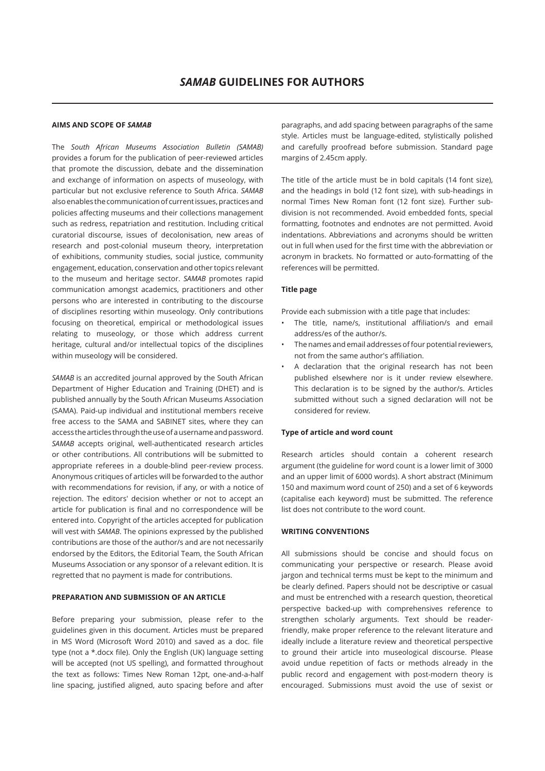# *SAMAB* GUIDELINES FOR AUTHORS

## AIMS AND SCOPE OF *SAMAB*

The *South African Museums Association Bulletin (SAMAB)* provides a forum for the publication of peer-reviewed articles that promote the discussion, debate and the dissemination and exchange of information on aspects of museology, with particular but not exclusive reference to South Africa. *SAMAB* also enables the communication of current issues, practices and policies affecting museums and their collections management such as redress, repatriation and restitution. Including critical curatorial discourse, issues of decolonisation, new areas of research and post-colonial museum theory, interpretation of exhibitions, community studies, social justice, community engagement, education, conservation and other topics relevant to the museum and heritage sector. *SAMAB* promotes rapid communication amongst academics, practitioners and other persons who are interested in contributing to the discourse of disciplines resorting within museology. Only contributions focusing on theoretical, empirical or methodological issues relating to museology, or those which address current heritage, cultural and/or intellectual topics of the disciplines within museology will be considered.

*SAMAB* is an accredited journal approved by the South African Department of Higher Education and Training (DHET) and is published annually by the South African Museums Association (SAMA). Paid-up individual and institutional members receive free access to the SAMA and SABINET sites, where they can access the articles through the use of a username and password. *SAMAB* accepts original, well-authenticated research articles or other contributions. All contributions will be submitted to appropriate referees in a double-blind peer-review process. Anonymous critiques of articles will be forwarded to the author with recommendations for revision, if any, or with a notice of rejection. The editors' decision whether or not to accept an article for publication is final and no correspondence will be entered into. Copyright of the articles accepted for publication will vest with *SAMAB*. The opinions expressed by the published contributions are those of the author/s and are not necessarily endorsed by the Editors, the Editorial Team, the South African Museums Association or any sponsor of a relevant edition. It is regretted that no payment is made for contributions.

## PREPARATION AND SUBMISSION OF AN ARTICLE

Before preparing your submission, please refer to the guidelines given in this document. Articles must be prepared in MS Word (Microsoft Word 2010) and saved as a doc. file type (not a *.docx file). Only the English (UK) language setting will be accepted (not US spelling), and formatted throughout the text as follows: Times New Roman 12pt, one-and-a-half line spacing, justified aligned, auto spacing before and after paragraphs, and add spacing between paragraphs of the same style. Articles must be language-edited, stylistically polished and carefully proofread before submission. Standard page margins of 2.45cm apply.

The title of the article must be in bold capitals (14 font size), and the headings in bold (12 font size), with sub-headings in normal Times New Roman font (12 font size). Further sub-division is not recommended. Avoid embedded fonts, special formatting, footnotes and endnotes are not permitted. Avoid indentations. Abbreviations and acronyms should be written out in full when used for the first time with the abbreviation or acronym in brackets. No formatted or auto-formatting of the references will be permitted.

### Title page

Provide each submission with a title page that includes:

- The title, name/s, institutional affiliation/s and email address/es of the author/s.
- The names and email addresses of four potential reviewers, not from the same author's affiliation.
- A declaration that the original research has not been published elsewhere nor is it under review elsewhere. This declaration is to be signed by the author/s. Articles submitted without such a signed declaration will not be considered for review.

### Type of article and word count

Research articles should contain a coherent research argument (the guideline for word count is a lower limit of 3000 and an upper limit of 6000 words). A short abstract (Minimum 150 and maximum word count of 250) and a set of 6 keywords (capitalise each keyword) must be submitted. The reference list does not contribute to the word count.

## WRITING CONVENTIONS

All submissions should be concise and should focus on communicating your perspective or research. Please avoid jargon and technical terms must be kept to the minimum and be clearly defined. Papers should not be descriptive or casual and must be entrenched with a research question, theoretical perspective backed-up with comprehensives reference to strengthen scholarly arguments. Text should be reader-friendly, make proper reference to the relevant literature and ideally include a literature review and theoretical perspective to ground their article into museological discourse. Please avoid undue repetition of facts or methods already in the public record and engagement with post-modern theory is encouraged. Submissions must avoid the use of sexist or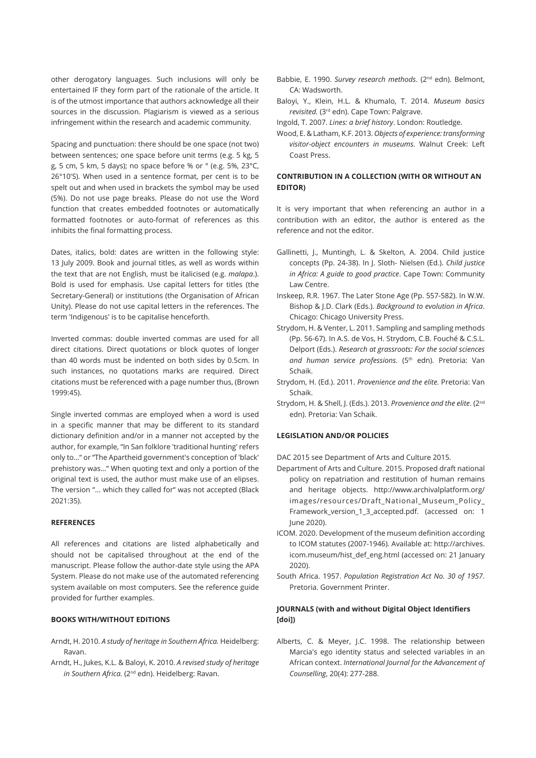other derogatory languages. Such inclusions will only be entertained IF they form part of the rationale of the article. It is of the utmost importance that authors acknowledge all their sources in the discussion. Plagiarism is viewed as a serious infringement within the research and academic community.

Spacing and punctuation: there should be one space (not two) between sentences; one space before unit terms (e.g. 5 kg, 5 g, 5 cm, 5 km, 5 days); no space before % or ° (e.g. 5%, 23°C, 26°10'S). When used in a sentence format, per cent is to be spelt out and when used in brackets the symbol may be used (5%). Do not use page breaks. Please do not use the Word function that creates embedded footnotes or automatically formatted footnotes or auto-format of references as this inhibits the final formatting process.

Dates, italics, bold: dates are written in the following style: 13 July 2009. Book and journal titles, as well as words within the text that are not English, must be italicised (e.g. *malapa*.). Bold is used for emphasis. Use capital letters for titles (the Secretary-General) or institutions (the Organisation of African Unity). Please do not use capital letters in the references. The term 'Indigenous' is to be capitalise henceforth.

Inverted commas: double inverted commas are used for all direct citations. Direct quotations or block quotes of longer than 40 words must be indented on both sides by 0.5cm. In such instances, no quotations marks are required. Direct citations must be referenced with a page number thus, (Brown 1999:45).

Single inverted commas are employed when a word is used in a specific manner that may be different to its standard dictionary definition and/or in a manner not accepted by the author, for example, "In San folklore 'traditional hunting' refers only to..." or "The Apartheid government's conception of 'black' prehistory was..." When quoting text and only a portion of the original text is used, the author must make use of an elipses. The version "... which they called for" was not accepted (Black 2021:35).

#### REFERENCES

All references and citations are listed alphabetically and should not be capitalised throughout at the end of the manuscript. Please follow the author-date style using the APA System. Please do not make use of the automated referencing system available on most computers. See the reference guide provided for further examples.

#### BOOKS WITH/WITHOUT EDITIONS

Arndt, H. 2010. *A study of heritage in Southern Africa.* Heidelberg: Ravan.

Arndt, H., Jukes, K.L. & Baloyi, K. 2010. *A revised study of heritage in Southern Africa.* (2nd edn). Heidelberg: Ravan.

Babbie, E. 1990. *Survey research methods*. (2nd edn). Belmont, CA: Wadsworth.

Baloyi, Y., Klein, H.L. & Khumalo, T. 2014. *Museum basics revisited.* (3rd edn). Cape Town: Palgrave.

Ingold, T. 2007. *Lines: a brief history*. London: Routledge.

Wood, E. & Latham, K.F. 2013. *Objects of experience: transforming visitor-object encounters in museums.* Walnut Creek: Left Coast Press.

#### CONTRIBUTION IN A COLLECTION (WITH OR WITHOUT AN EDITOR)

It is very important that when referencing an author in a contribution with an editor, the author is entered as the reference and not the editor.

Gallinetti, J., Muntingh, L. & Skelton, A. 2004. Child justice concepts (Pp. 24-38). In J. Sloth- Nielsen (Ed.). *Child justice in Africa: A guide to good practice*. Cape Town: Community Law Centre.

Inskeep, R.R. 1967. The Later Stone Age (Pp. 557-582). In W.W. Bishop & J.D. Clark (Eds.). *Background to evolution in Africa*. Chicago: Chicago University Press.

Strydom, H. & Venter, L. 2011. Sampling and sampling methods (Pp. 56-67). In A.S. de Vos, H. Strydom, C.B. Fouché & C.S.L. Delport (Eds.). *Research at grassroots: For the social sciences and human service professions.* (5th edn). Pretoria: Van Schaik.

Strydom, H. (Ed.). 2011. *Provenience and the elite.* Pretoria: Van Schaik.

Strydom, H. & Shell, J. (Eds.). 2013. *Provenience and the elite*. (2nd edn). Pretoria: Van Schaik.

#### LEGISLATION AND/OR POLICIES

DAC 2015 see Department of Arts and Culture 2015.

Department of Arts and Culture. 2015. Proposed draft national policy on repatriation and restitution of human remains and heritage objects. http://www.archivalplatform.org/images/resources/Draft_National_Museum_Policy_Framework_version_1_3_accepted.pdf. (accessed on: 1 June 2020).

ICOM. 2020. Development of the museum definition according to ICOM statutes (2007-1946). Available at: http://archives.icom.museum/hist_def_eng.html (accessed on: 21 January 2020).

South Africa. 1957. *Population Registration Act No. 30 of 1957*. Pretoria. Government Printer.

#### JOURNALS (with and without Digital Object Identifiers [doi])

Alberts, C. & Meyer, J.C. 1998. The relationship between Marcia's ego identity status and selected variables in an African context. *International Journal for the Advancement of Counselling*, 20(4): 277-288.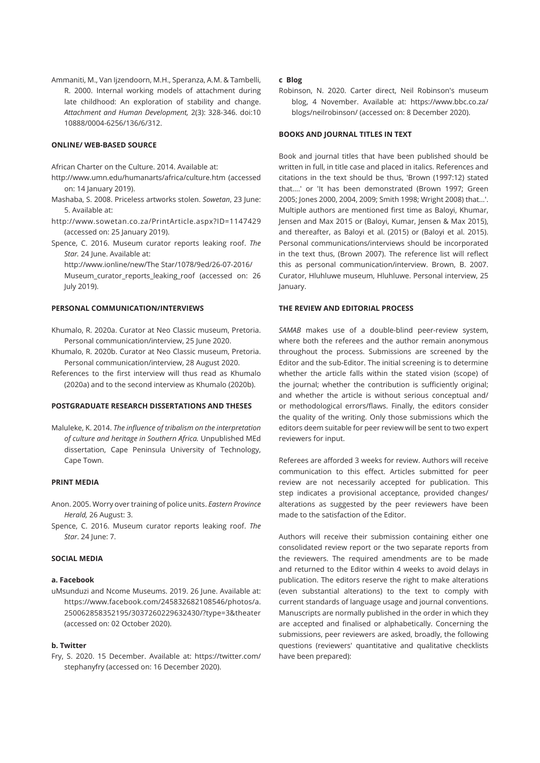Ammaniti, M., Van Ijzendoorn, M.H., Speranza, A.M. & Tambelli, R. 2000. Internal working models of attachment during late childhood: An exploration of stability and change. *Attachment and Human Development,* 2(3): 328-346. doi:10 10888/0004-6256/136/6/312.

**ONLINE/ WEB-BASED SOURCE**

African Charter on the Culture. 2014. Available at:

http://www.umn.edu/humanarts/africa/culture.htm (accessed on: 14 January 2019).

Mashaba, S. 2008. Priceless artworks stolen. *Sowetan*, 23 June: 5. Available at:

http://www.sowetan.co.za/PrintArticle.aspx?ID=1147429 (accessed on: 25 January 2019).

Spence, C. 2016. Museum curator reports leaking roof. *The Star*. 24 June. Available at: http://www.ionline/new/The Star/1078/9ed/26-07-2016/ Museum_curator_reports_leaking_roof (accessed on: 26 July 2019).

**PERSONAL COMMUNICATION/INTERVIEWS**

Khumalo, R. 2020a. Curator at Neo Classic museum, Pretoria. Personal communication/interview, 25 June 2020.

Khumalo, R. 2020b. Curator at Neo Classic museum, Pretoria. Personal communication/interview, 28 August 2020.

References to the first interview will thus read as Khumalo (2020a) and to the second interview as Khumalo (2020b).

**POSTGRADUATE RESEARCH DISSERTATIONS AND THESES**

Maluleke, K. 2014. *The influence of tribalism on the interpretation of culture and heritage in Southern Africa.* Unpublished MEd dissertation, Cape Peninsula University of Technology, Cape Town.

**PRINT MEDIA**

Anon. 2005. Worry over training of police units. *Eastern Province Herald,* 26 August: 3.

Spence, C. 2016. Museum curator reports leaking roof. *The Star*. 24 June: 7.

**SOCIAL MEDIA**

**a. Facebook**

uMsunduzi and Ncome Museums. 2019. 26 June. Available at: https://www.facebook.com/245832682108546/photos/a.250062858352195/3037260229632430/?type=3&theater (accessed on: 02 October 2020).

**b. Twitter**

Fry, S. 2020. 15 December. Available at: https://twitter.com/stephanyfry (accessed on: 16 December 2020).

**c Blog**

Robinson, N. 2020. Carter direct, Neil Robinson's museum blog, 4 November. Available at: https://www.bbc.co.za/blogs/neilrobinson/ (accessed on: 8 December 2020).

**BOOKS AND JOURNAL TITLES IN TEXT**

Book and journal titles that have been published should be written in full, in title case and placed in italics. References and citations in the text should be thus, 'Brown (1997:12) stated that....' or 'It has been demonstrated (Brown 1997; Green 2005; Jones 2000, 2004, 2009; Smith 1998; Wright 2008) that...'. Multiple authors are mentioned first time as Baloyi, Khumar, Jensen and Max 2015 or (Baloyi, Kumar, Jensen & Max 2015), and thereafter, as Baloyi et al. (2015) or (Baloyi et al. 2015). Personal communications/interviews should be incorporated in the text thus, (Brown 2007). The reference list will reflect this as personal communication/interview. Brown, B. 2007. Curator, Hluhluwe museum, Hluhluwe. Personal interview, 25 January.

**THE REVIEW AND EDITORIAL PROCESS**

*SAMAB* makes use of a double-blind peer-review system, where both the referees and the author remain anonymous throughout the process. Submissions are screened by the Editor and the sub-Editor. The initial screening is to determine whether the article falls within the stated vision (scope) of the journal; whether the contribution is sufficiently original; and whether the article is without serious conceptual and/or methodological errors/flaws. Finally, the editors consider the quality of the writing. Only those submissions which the editors deem suitable for peer review will be sent to two expert reviewers for input.

Referees are afforded 3 weeks for review. Authors will receive communication to this effect. Articles submitted for peer review are not necessarily accepted for publication. This step indicates a provisional acceptance, provided changes/alterations as suggested by the peer reviewers have been made to the satisfaction of the Editor.

Authors will receive their submission containing either one consolidated review report or the two separate reports from the reviewers. The required amendments are to be made and returned to the Editor within 4 weeks to avoid delays in publication. The editors reserve the right to make alterations (even substantial alterations) to the text to comply with current standards of language usage and journal conventions. Manuscripts are normally published in the order in which they are accepted and finalised or alphabetically. Concerning the submissions, peer reviewers are asked, broadly, the following questions (reviewers' quantitative and qualitative checklists have been prepared):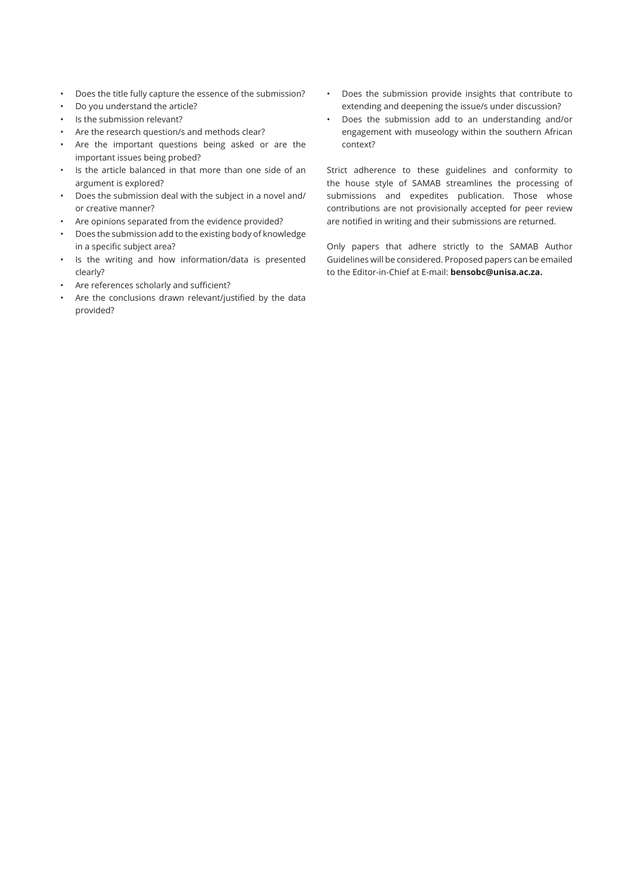- Does the title fully capture the essence of the submission?
- Do you understand the article?
- Is the submission relevant?
- Are the research question/s and methods clear?
- Are the important questions being asked or are the important issues being probed?
- Is the article balanced in that more than one side of an argument is explored?
- Does the submission deal with the subject in a novel and/or creative manner?
- Are opinions separated from the evidence provided?
- Does the submission add to the existing body of knowledge in a specific subject area?
- Is the writing and how information/data is presented clearly?
- Are references scholarly and sufficient?
- Are the conclusions drawn relevant/justified by the data provided?
- Does the submission provide insights that contribute to extending and deepening the issue/s under discussion?
- Does the submission add to an understanding and/or engagement with museology within the southern African context?

Strict adherence to these guidelines and conformity to the house style of SAMAB streamlines the processing of submissions and expedites publication. Those whose contributions are not provisionally accepted for peer review are notified in writing and their submissions are returned.

Only papers that adhere strictly to the SAMAB Author Guidelines will be considered. Proposed papers can be emailed to the Editor-in-Chief at E-mail: **bensobc@unisa.ac.za.**